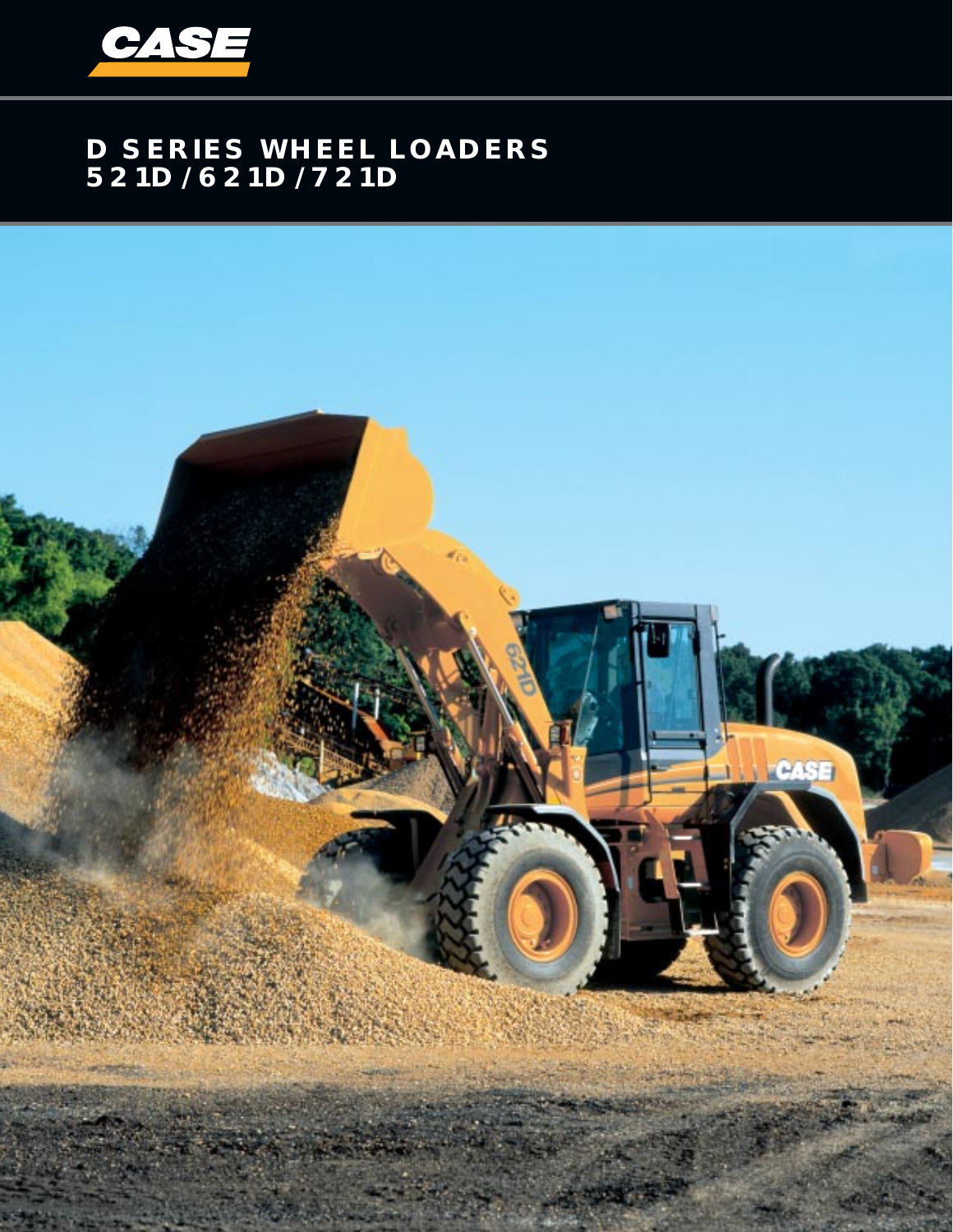CASE

# D SERIES WHEEL LOADERS
## 521D / 621D / 721D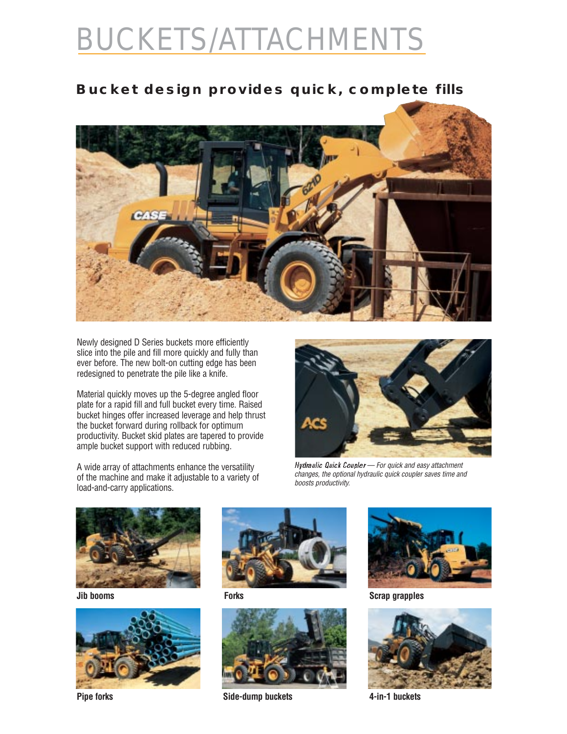# BUCKETS/ATTACHMENTS

## Bucket design provides quick, complete fills

Newly designed D Series buckets more efficiently slice into the pile and fill more quickly and fully than ever before. The new bolt-on cutting edge has been redesigned to penetrate the pile like a knife.

Material quickly moves up the 5-degree angled floor plate for a rapid fill and full bucket every time. Raised bucket hinges offer increased leverage and help thrust the bucket forward during rollback for optimum productivity. Bucket skid plates are tapered to provide ample bucket support with reduced rubbing.

A wide array of attachments enhance the versatility of the machine and make it adjustable to a variety of load-and-carry applications.

*Hydraulic Quick Coupler — For quick and easy attachment changes, the optional hydraulic quick coupler saves time and boosts productivity.*

**Jib booms**

**Forks**

**Scrap grapples**

**Pipe forks**

**Side-dump buckets**

**4-in-1 buckets**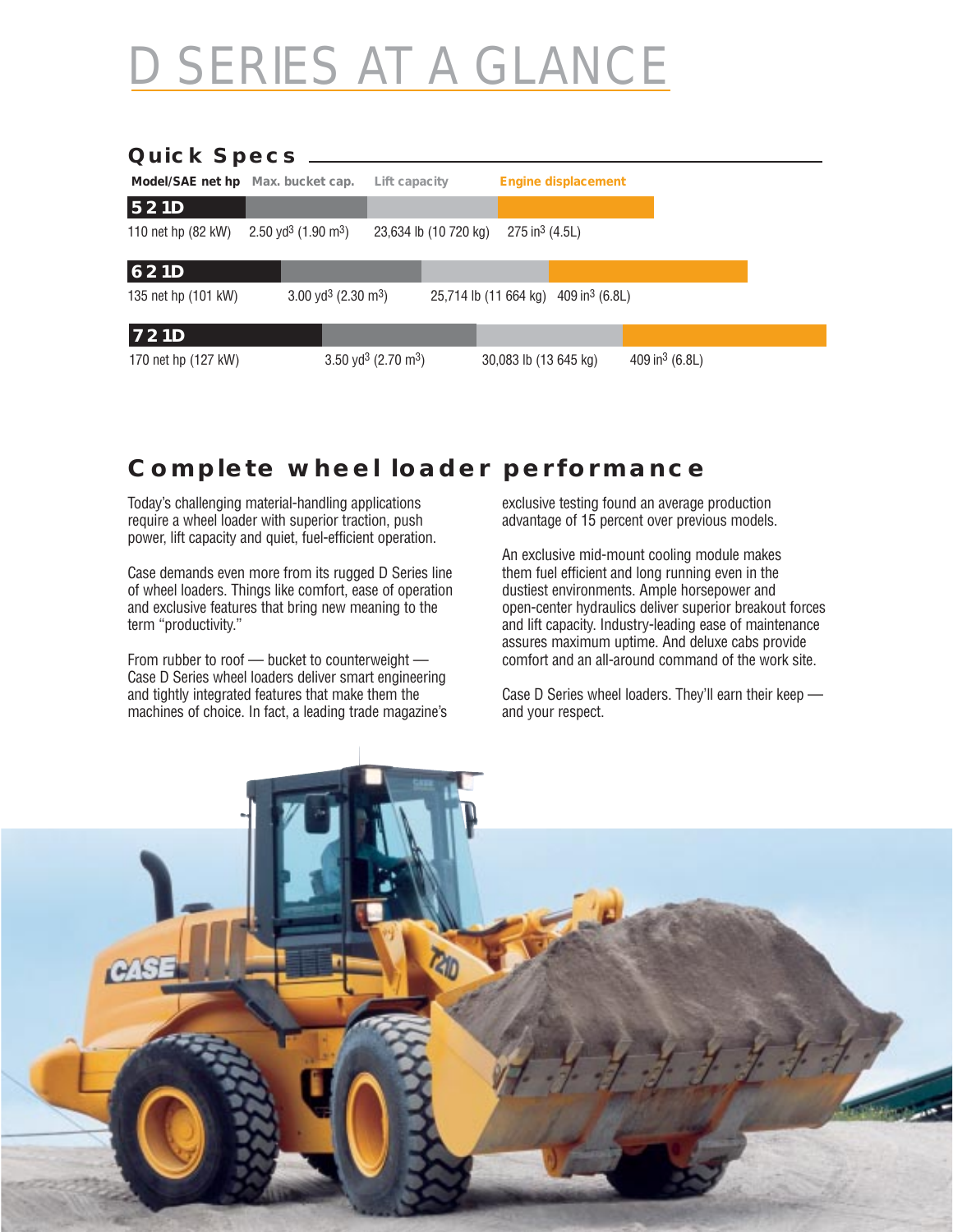# D SERIES AT A GLANCE

## Quick Specs

| Model/SAE net hp | Max. bucket cap. | Lift capacity | Engine displacement |
|---|---|---|---|
| **521D** | | | |
| 110 net hp (82 kW) | 2.50 $yd^3$ (1.90 $m^3$) | 23,634 lb (10 720 kg) | 275 $in^3$ (4.5L) |
| **621D** | | | |
| 135 net hp (101 kW) | 3.00 $yd^3$ (2.30 $m^3$) | 25,714 lb (11 664 kg) | 409 $in^3$ (6.8L) |
| **721D** | | | |
| 170 net hp (127 kW) | 3.50 $yd^3$ (2.70 $m^3$) | 30,083 lb (13 645 kg) | 409 $in^3$ (6.8L) |

## Complete wheel loader performance

Today's challenging material-handling applications require a wheel loader with superior traction, push power, lift capacity and quiet, fuel-efficient operation.

Case demands even more from its rugged D Series line of wheel loaders. Things like comfort, ease of operation and exclusive features that bring new meaning to the term "productivity."

From rubber to roof — bucket to counterweight — Case D Series wheel loaders deliver smart engineering and tightly integrated features that make them the machines of choice. In fact, a leading trade magazine's exclusive testing found an average production advantage of 15 percent over previous models.

An exclusive mid-mount cooling module makes them fuel efficient and long running even in the dustiest environments. Ample horsepower and open-center hydraulics deliver superior breakout forces and lift capacity. Industry-leading ease of maintenance assures maximum uptime. And deluxe cabs provide comfort and an all-around command of the work site.

Case D Series wheel loaders. They'll earn their keep — and your respect.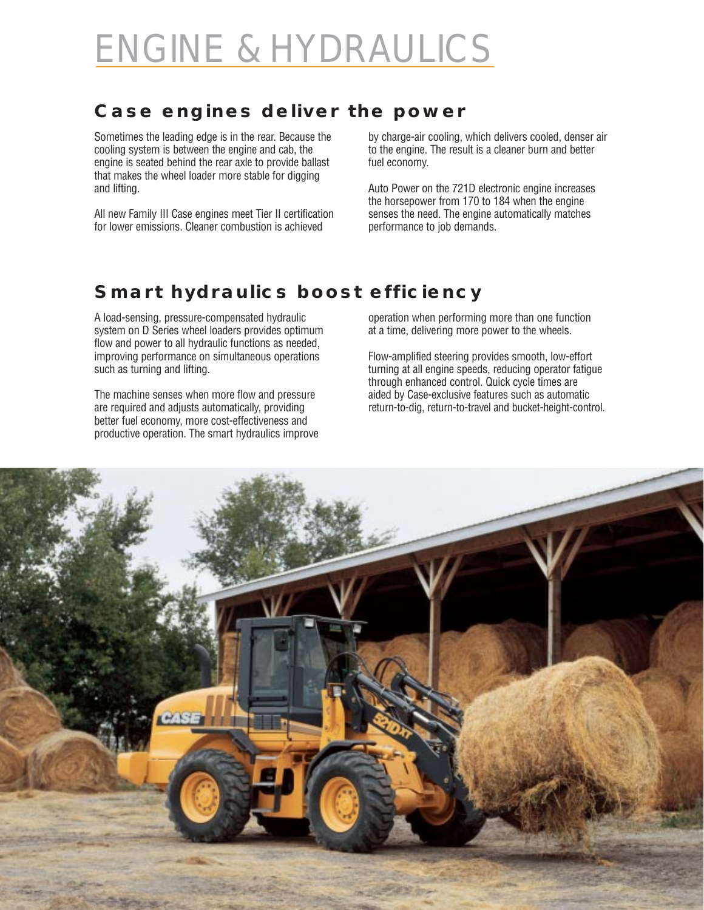# ENGINE & HYDRAULICS

## Case engines deliver the power

Sometimes the leading edge is in the rear. Because the cooling system is between the engine and cab, the engine is seated behind the rear axle to provide ballast that makes the wheel loader more stable for digging and lifting.

All new Family III Case engines meet Tier II certification for lower emissions. Cleaner combustion is achieved by charge-air cooling, which delivers cooled, denser air to the engine. The result is a cleaner burn and better fuel economy.

Auto Power on the 721D electronic engine increases the horsepower from 170 to 184 when the engine senses the need. The engine automatically matches performance to job demands.

## Smart hydraulics boost efficiency

A load-sensing, pressure-compensated hydraulic system on D Series wheel loaders provides optimum flow and power to all hydraulic functions as needed, improving performance on simultaneous operations such as turning and lifting.

The machine senses when more flow and pressure are required and adjusts automatically, providing better fuel economy, more cost-effectiveness and productive operation. The smart hydraulics improve operation when performing more than one function at a time, delivering more power to the wheels.

Flow-amplified steering provides smooth, low-effort turning at all engine speeds, reducing operator fatigue through enhanced control. Quick cycle times are aided by Case-exclusive features such as automatic return-to-dig, return-to-travel and bucket-height-control.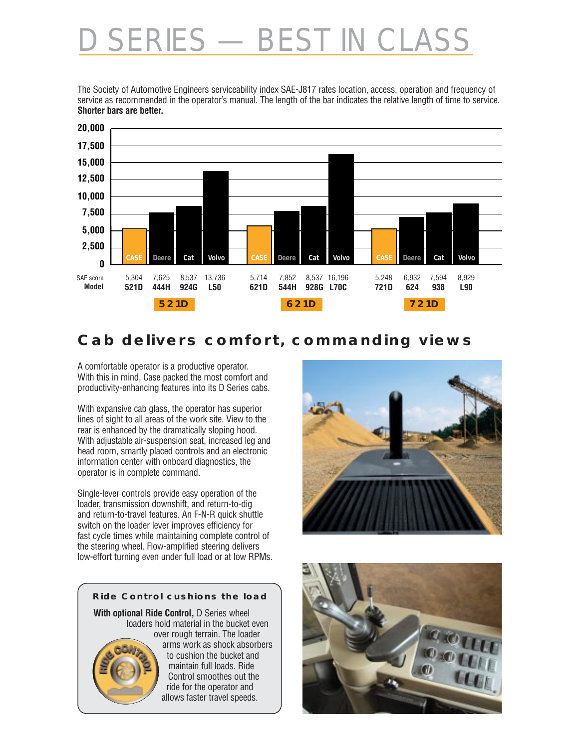# D SERIES — BEST IN CLASS

The Society of Automotive Engineers serviceability index SAE-J817 rates location, access, operation and frequency of service as recommended in the operator's manual. The length of the bar indicates the relative length of time to service. **Shorter bars are better.**

| | CASE | Deere | Cat | Volvo | CASE | Deere | Cat | Volvo | CASE | Deere | Cat | Volvo |
|---|---|---|---|---|---|---|---|---|---|---|---|---|
| SAE score | 5,304 | 7,625 | 8,537 | 13,736 | 5,714 | 7,852 | 8,537 | 16,196 | 5,248 | 6,932 | 7,594 | 8,929 |
| **Model** | **521D** | **444H** | **924G** | **L50** | **621D** | **544H** | **928G** | **L70C** | **721D** | **624** | **938** | **L90** |
| | **521D** | | | | **621D** | | | | **721D** | | | |

## Cab delivers comfort, commanding views

A comfortable operator is a productive operator. With this in mind, Case packed the most comfort and productivity-enhancing features into its D Series cabs.

With expansive cab glass, the operator has superior lines of sight to all areas of the work site. View to the rear is enhanced by the dramatically sloping hood. With adjustable air-suspension seat, increased leg and head room, smartly placed controls and an electronic information center with onboard diagnostics, the operator is in complete command.

Single-lever controls provide easy operation of the loader, transmission downshift, and return-to-dig and return-to-travel features. An F-N-R quick shuttle switch on the loader lever improves efficiency for fast cycle times while maintaining complete control of the steering wheel. Flow-amplified steering delivers low-effort turning even under full load or at low RPMs.

### Ride Control cushions the load

**With optional Ride Control,** D Series wheel loaders hold material in the bucket even over rough terrain. The loader arms work as shock absorbers to cushion the bucket and maintain full loads. Ride Control smoothes out the ride for the operator and allows faster travel speeds.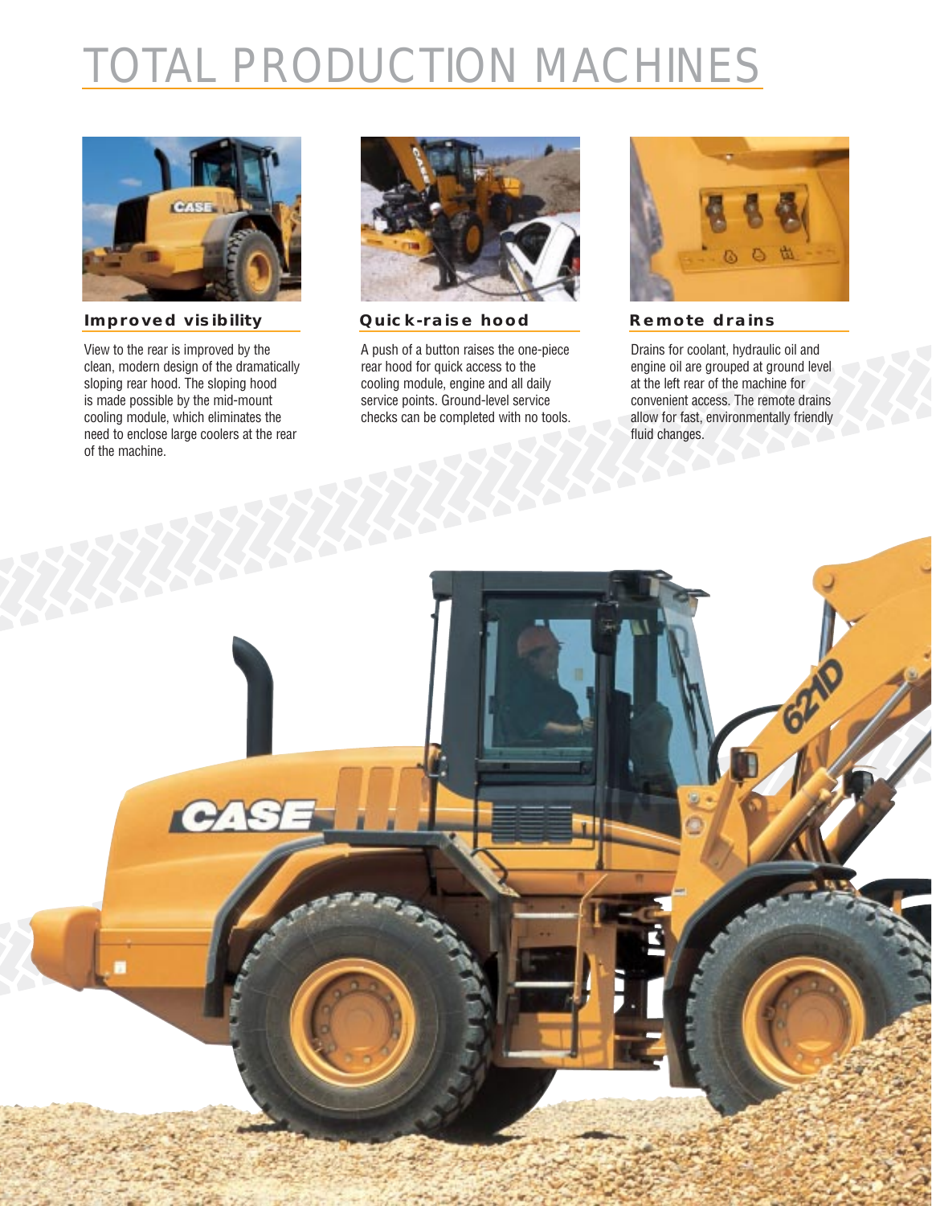# TOTAL PRODUCTION MACHINES

### Improved visibility

View to the rear is improved by the clean, modern design of the dramatically sloping rear hood. The sloping hood is made possible by the mid-mount cooling module, which eliminates the need to enclose large coolers at the rear of the machine.

### Quick-raise hood

A push of a button raises the one-piece rear hood for quick access to the cooling module, engine and all daily service points. Ground-level service checks can be completed with no tools.

### Remote drains

Drains for coolant, hydraulic oil and engine oil are grouped at ground level at the left rear of the machine for convenient access. The remote drains allow for fast, environmentally friendly fluid changes.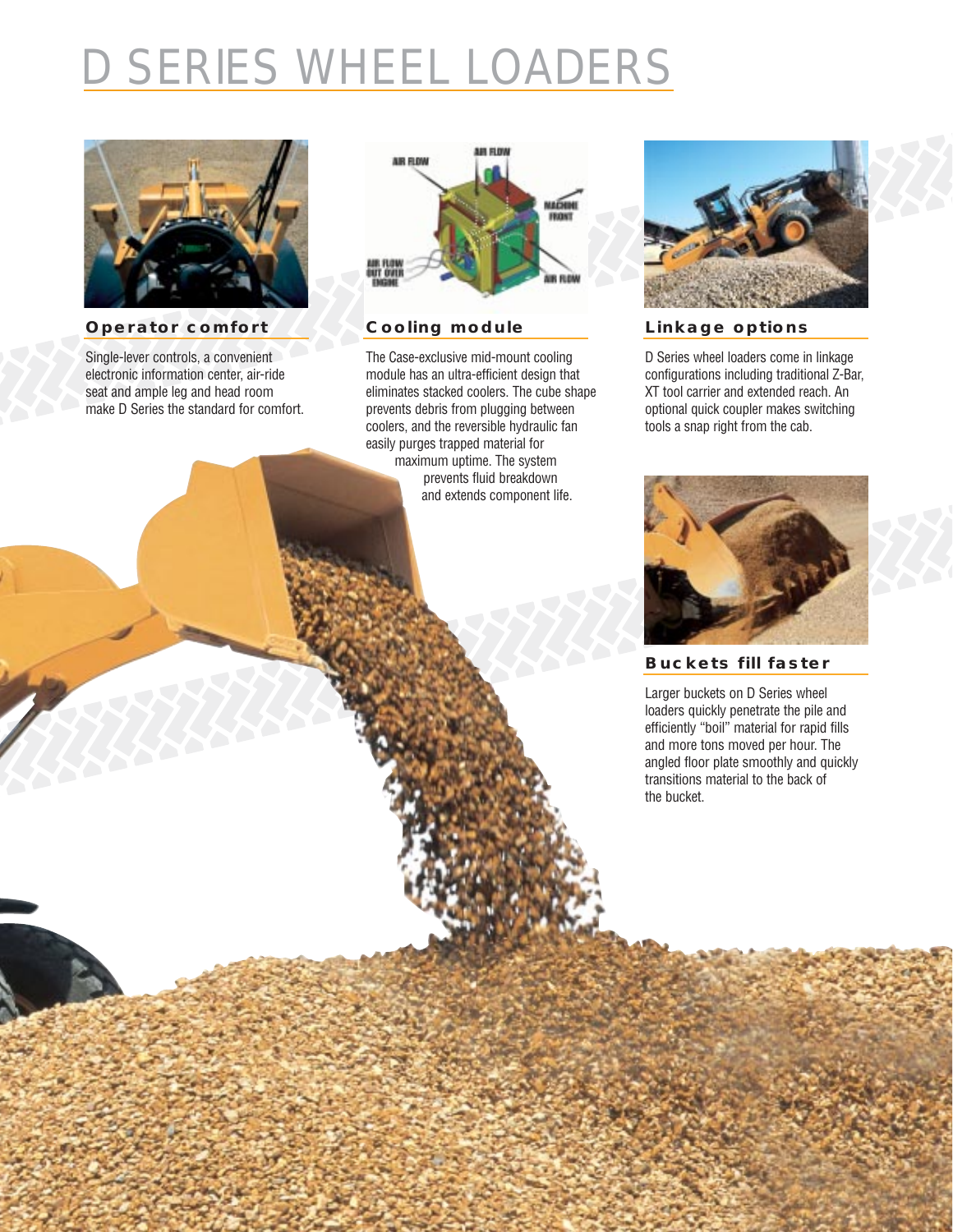# D SERIES WHEEL LOADERS

## Operator comfort

Single-lever controls, a convenient electronic information center, air-ride seat and ample leg and head room make D Series the standard for comfort.

## Cooling module

The Case-exclusive mid-mount cooling module has an ultra-efficient design that eliminates stacked coolers. The cube shape prevents debris from plugging between coolers, and the reversible hydraulic fan easily purges trapped material for maximum uptime. The system prevents fluid breakdown and extends component life.

## Linkage options

D Series wheel loaders come in linkage configurations including traditional Z-Bar, XT tool carrier and extended reach. An optional quick coupler makes switching tools a snap right from the cab.

## Buckets fill faster

Larger buckets on D Series wheel loaders quickly penetrate the pile and efficiently "boil" material for rapid fills and more tons moved per hour. The angled floor plate smoothly and quickly transitions material to the back of the bucket.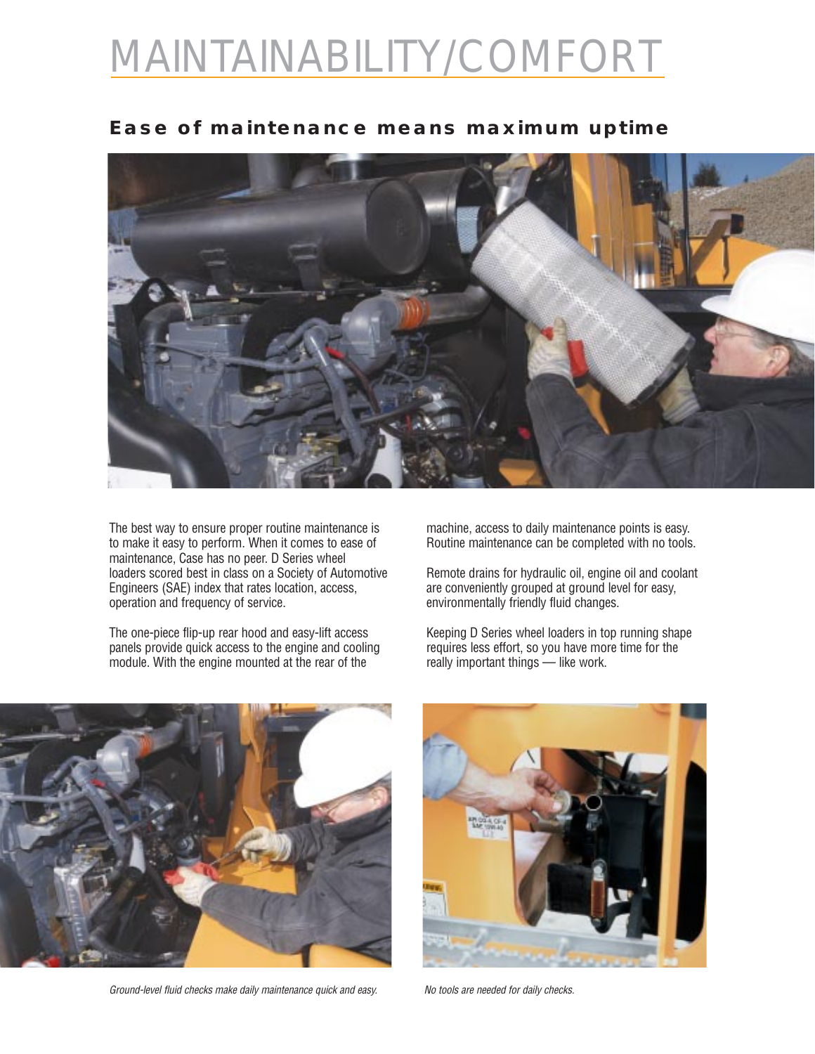# MAINTAINABILITY/COMFORT

## Ease of maintenance means maximum uptime

The best way to ensure proper routine maintenance is to make it easy to perform. When it comes to ease of maintenance, Case has no peer. D Series wheel loaders scored best in class on a Society of Automotive Engineers (SAE) index that rates location, access, operation and frequency of service.

The one-piece flip-up rear hood and easy-lift access panels provide quick access to the engine and cooling module. With the engine mounted at the rear of the machine, access to daily maintenance points is easy. Routine maintenance can be completed with no tools.

Remote drains for hydraulic oil, engine oil and coolant are conveniently grouped at ground level for easy, environmentally friendly fluid changes.

Keeping D Series wheel loaders in top running shape requires less effort, so you have more time for the really important things — like work.

*Ground-level fluid checks make daily maintenance quick and easy.*

*No tools are needed for daily checks.*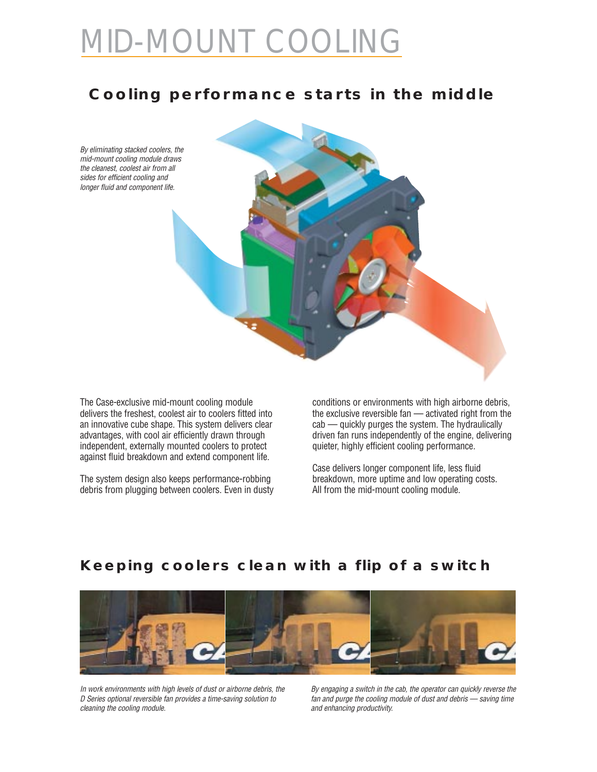# MID-MOUNT COOLING

## Cooling performance starts in the middle

*By eliminating stacked coolers, the mid-mount cooling module draws the cleanest, coolest air from all sides for efficient cooling and longer fluid and component life.*

The Case-exclusive mid-mount cooling module delivers the freshest, coolest air to coolers fitted into an innovative cube shape. This system delivers clear advantages, with cool air efficiently drawn through independent, externally mounted coolers to protect against fluid breakdown and extend component life.

The system design also keeps performance-robbing debris from plugging between coolers. Even in dusty conditions or environments with high airborne debris, the exclusive reversible fan — activated right from the cab — quickly purges the system. The hydraulically driven fan runs independently of the engine, delivering quieter, highly efficient cooling performance.

Case delivers longer component life, less fluid breakdown, more uptime and low operating costs. All from the mid-mount cooling module.

## Keeping coolers clean with a flip of a switch

*In work environments with high levels of dust or airborne debris, the D Series optional reversible fan provides a time-saving solution to cleaning the cooling module.*

*By engaging a switch in the cab, the operator can quickly reverse the fan and purge the cooling module of dust and debris — saving time and enhancing productivity.*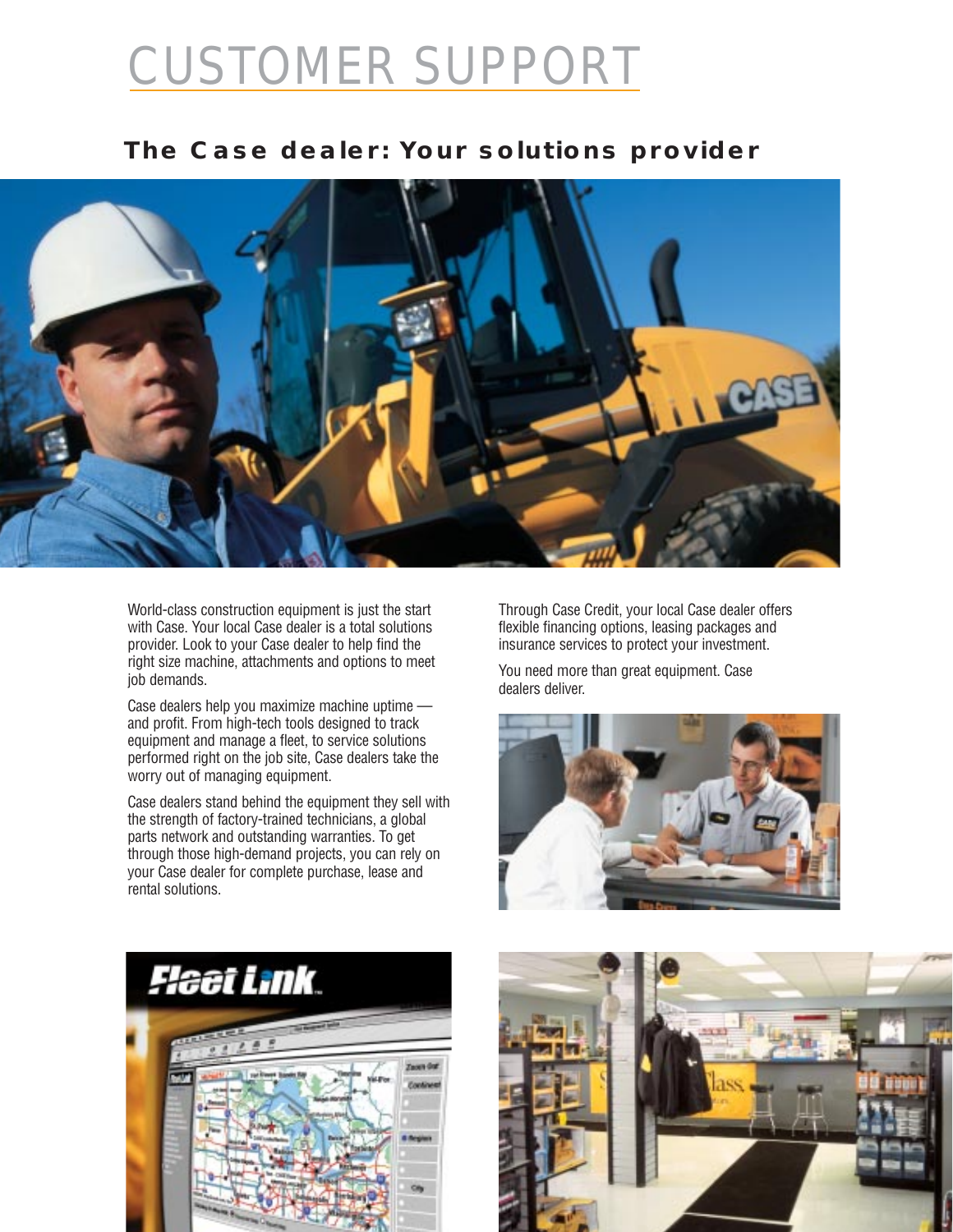# CUSTOMER SUPPORT

## The Case dealer: Your solutions provider

World-class construction equipment is just the start with Case. Your local Case dealer is a total solutions provider. Look to your Case dealer to help find the right size machine, attachments and options to meet job demands.

Case dealers help you maximize machine uptime — and profit. From high-tech tools designed to track equipment and manage a fleet, to service solutions performed right on the job site, Case dealers take the worry out of managing equipment.

Case dealers stand behind the equipment they sell with the strength of factory-trained technicians, a global parts network and outstanding warranties. To get through those high-demand projects, you can rely on your Case dealer for complete purchase, lease and rental solutions.

Through Case Credit, your local Case dealer offers flexible financing options, leasing packages and insurance services to protect your investment.

You need more than great equipment. Case dealers deliver.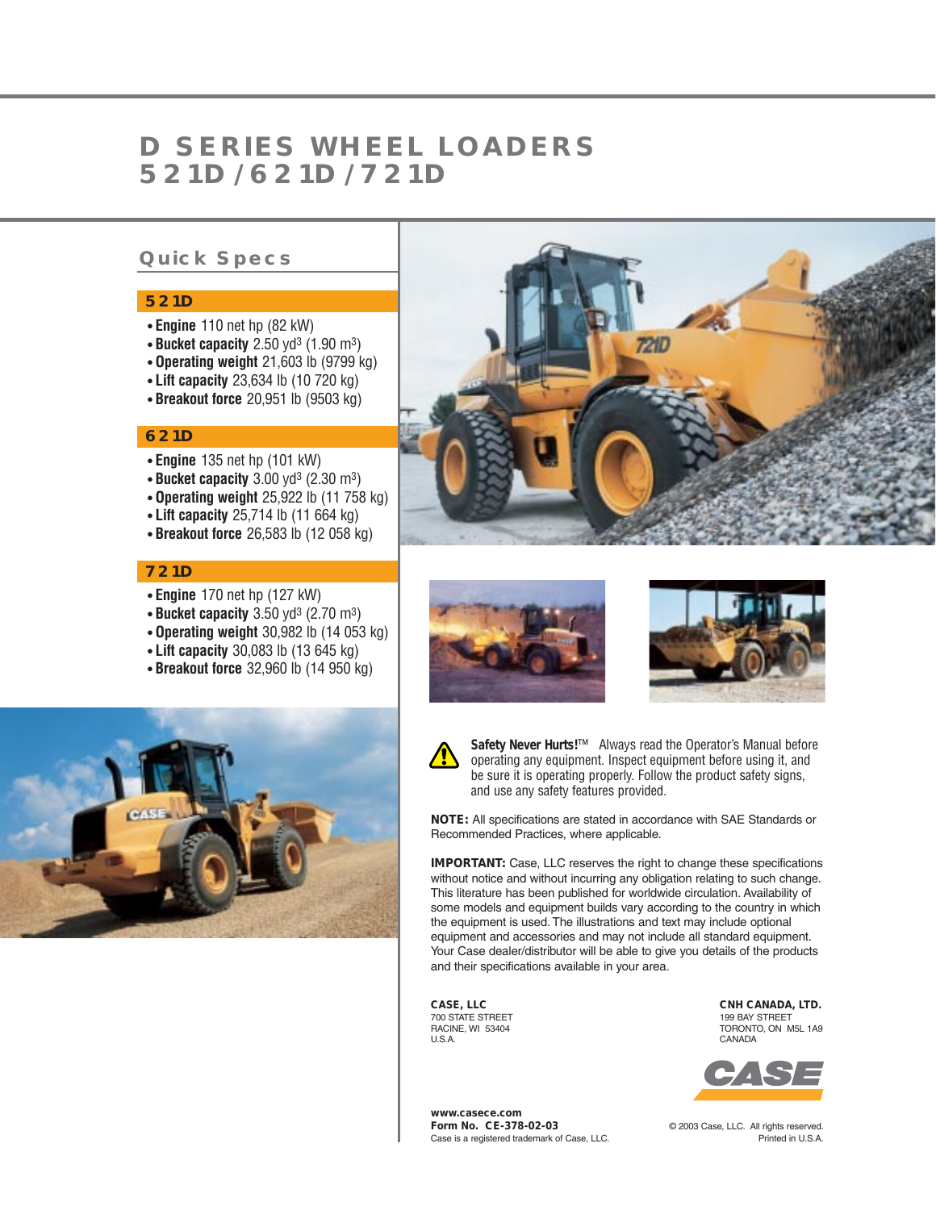# D SERIES WHEEL LOADERS
# 521D / 621D / 721D

## Quick Specs

### 521D

- **Engine** 110 net hp (82 kW)
- **Bucket capacity** 2.50 $yd^3$ (1.90 $m^3$)
- **Operating weight** 21,603 lb (9799 kg)
- **Lift capacity** 23,634 lb (10 720 kg)
- **Breakout force** 20,951 lb (9503 kg)

### 621D

- **Engine** 135 net hp (101 kW)
- **Bucket capacity** 3.00 $yd^3$ (2.30 $m^3$)
- **Operating weight** 25,922 lb (11 758 kg)
- **Lift capacity** 25,714 lb (11 664 kg)
- **Breakout force** 26,583 lb (12 058 kg)

### 721D

- **Engine** 170 net hp (127 kW)
- **Bucket capacity** 3.50 $yd^3$ (2.70 $m^3$)
- **Operating weight** 30,982 lb (14 053 kg)
- **Lift capacity** 30,083 lb (13 645 kg)
- **Breakout force** 32,960 lb (14 950 kg)

**Safety Never Hurts!**™ Always read the Operator's Manual before operating any equipment. Inspect equipment before using it, and be sure it is operating properly. Follow the product safety signs, and use any safety features provided.

**NOTE:** All specifications are stated in accordance with SAE Standards or Recommended Practices, where applicable.

**IMPORTANT:** Case, LLC reserves the right to change these specifications without notice and without incurring any obligation relating to such change. This literature has been published for worldwide circulation. Availability of some models and equipment builds vary according to the country in which the equipment is used. The illustrations and text may include optional equipment and accessories and may not include all standard equipment. Your Case dealer/distributor will be able to give you details of the products and their specifications available in your area.

**CASE, LLC**
700 STATE STREET
RACINE, WI 53404
U.S.A.

**CNH CANADA, LTD.**
199 BAY STREET
TORONTO, ON M5L 1A9
CANADA

**www.casece.com**
**Form No. CE-378-02-03**
Case is a registered trademark of Case, LLC.

© 2003 Case, LLC. All rights reserved.
Printed in U.S.A.